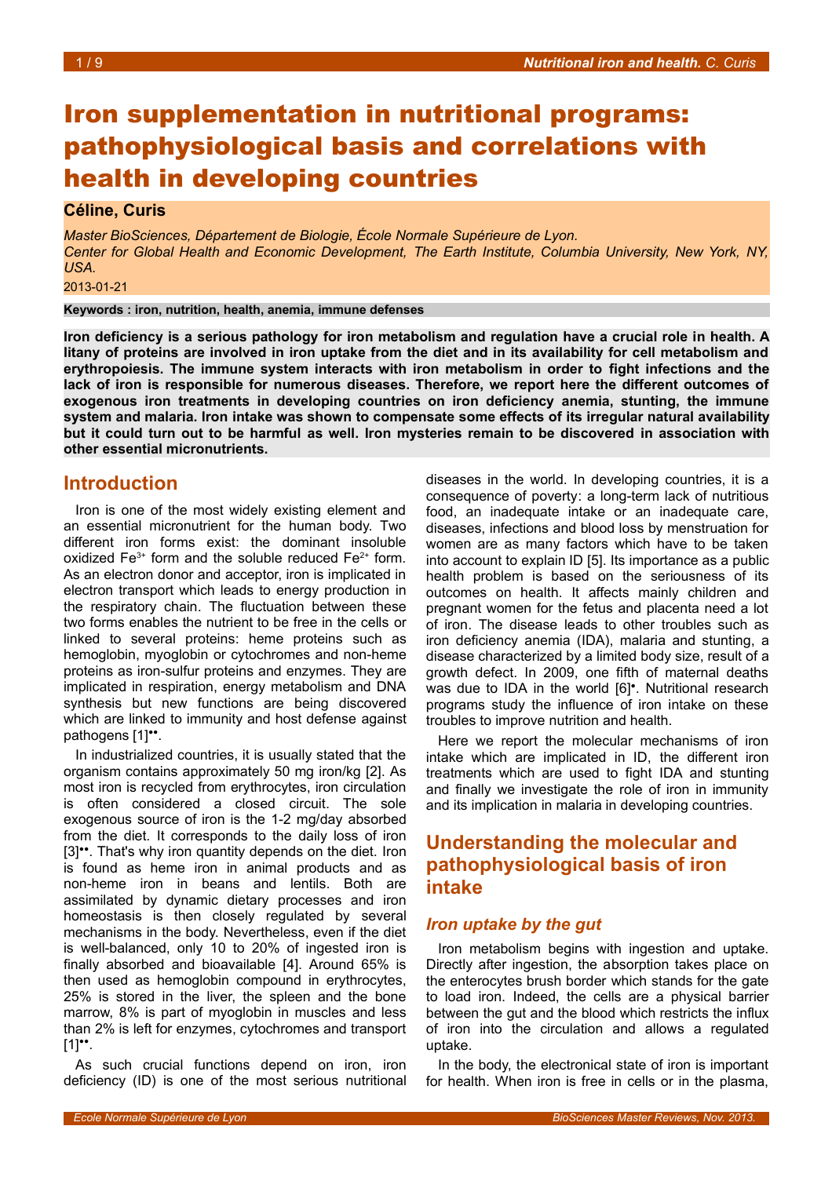# Iron supplementation in nutritional programs: pathophysiological basis and correlations with health in developing countries

**Céline, Curis**

*Master BioSciences, Département de Biologie, École Normale Supérieure de Lyon.*
*Center for Global Health and Economic Development, The Earth Institute, Columbia University, New York, NY, USA.*

2013-01-21

**Keywords : iron, nutrition, health, anemia, immune defenses**

**Iron deficiency is a serious pathology for iron metabolism and regulation have a crucial role in health. A litany of proteins are involved in iron uptake from the diet and in its availability for cell metabolism and erythropoiesis. The immune system interacts with iron metabolism in order to fight infections and the lack of iron is responsible for numerous diseases. Therefore, we report here the different outcomes of exogenous iron treatments in developing countries on iron deficiency anemia, stunting, the immune system and malaria. Iron intake was shown to compensate some effects of its irregular natural availability but it could turn out to be harmful as well. Iron mysteries remain to be discovered in association with other essential micronutrients.**

## Introduction

Iron is one of the most widely existing element and an essential micronutrient for the human body. Two different iron forms exist: the dominant insoluble oxidized $Fe^{3+}$ form and the soluble reduced $Fe^{2+}$ form. As an electron donor and acceptor, iron is implicated in electron transport which leads to energy production in the respiratory chain. The fluctuation between these two forms enables the nutrient to be free in the cells or linked to several proteins: heme proteins such as hemoglobin, myoglobin or cytochromes and non-heme proteins as iron-sulfur proteins and enzymes. They are implicated in respiration, energy metabolism and DNA synthesis but new functions are being discovered which are linked to immunity and host defense against pathogens [1]••.

In industrialized countries, it is usually stated that the organism contains approximately 50 mg iron/kg [2]. As most iron is recycled from erythrocytes, iron circulation is often considered a closed circuit. The sole exogenous source of iron is the 1-2 mg/day absorbed from the diet. It corresponds to the daily loss of iron [3]••. That's why iron quantity depends on the diet. Iron is found as heme iron in animal products and as non-heme iron in beans and lentils. Both are assimilated by dynamic dietary processes and iron homeostasis is then closely regulated by several mechanisms in the body. Nevertheless, even if the diet is well-balanced, only 10 to 20% of ingested iron is finally absorbed and bioavailable [4]. Around 65% is then used as hemoglobin compound in erythrocytes, 25% is stored in the liver, the spleen and the bone marrow, 8% is part of myoglobin in muscles and less than 2% is left for enzymes, cytochromes and transport [1]••.

As such crucial functions depend on iron, iron deficiency (ID) is one of the most serious nutritional diseases in the world. In developing countries, it is a consequence of poverty: a long-term lack of nutritious food, an inadequate intake or an inadequate care, diseases, infections and blood loss by menstruation for women are as many factors which have to be taken into account to explain ID [5]. Its importance as a public health problem is based on the seriousness of its outcomes on health. It affects mainly children and pregnant women for the fetus and placenta need a lot of iron. The disease leads to other troubles such as iron deficiency anemia (IDA), malaria and stunting, a disease characterized by a limited body size, result of a growth defect. In 2009, one fifth of maternal deaths was due to IDA in the world [6]•. Nutritional research programs study the influence of iron intake on these troubles to improve nutrition and health.

Here we report the molecular mechanisms of iron intake which are implicated in ID, the different iron treatments which are used to fight IDA and stunting and finally we investigate the role of iron in immunity and its implication in malaria in developing countries.

## Understanding the molecular and pathophysiological basis of iron intake

### *Iron uptake by the gut*

Iron metabolism begins with ingestion and uptake. Directly after ingestion, the absorption takes place on the enterocytes brush border which stands for the gate to load iron. Indeed, the cells are a physical barrier between the gut and the blood which restricts the influx of iron into the circulation and allows a regulated uptake.

In the body, the electronical state of iron is important for health. When iron is free in cells or in the plasma,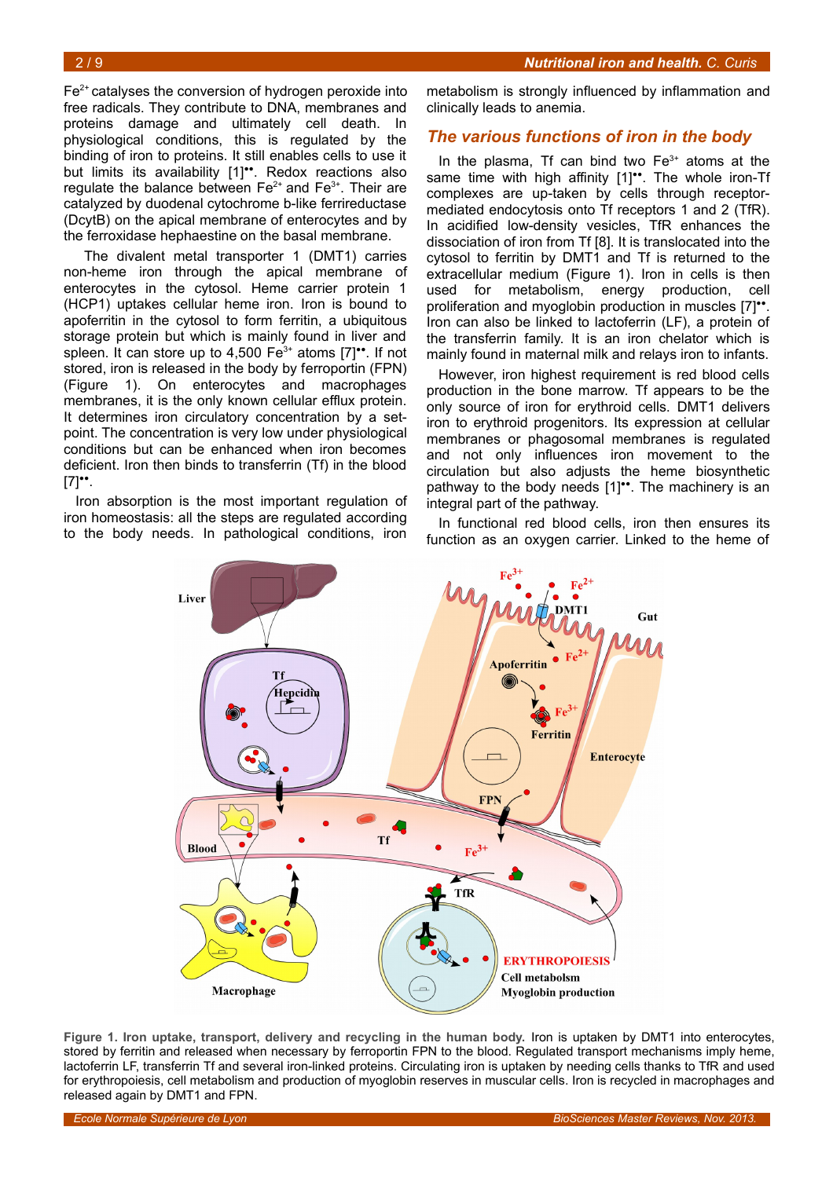$Fe^{2+}$ catalyses the conversion of hydrogen peroxide into free radicals. They contribute to DNA, membranes and proteins damage and ultimately cell death. In physiological conditions, this is regulated by the binding of iron to proteins. It still enables cells to use it but limits its availability [1]••. Redox reactions also regulate the balance between $Fe^{2+}$ and $Fe^{3+}$. Their are catalyzed by duodenal cytochrome b-like ferrireductase (DcytB) on the apical membrane of enterocytes and by the ferroxidase hephaestine on the basal membrane.

The divalent metal transporter 1 (DMT1) carries non-heme iron through the apical membrane of enterocytes in the cytosol. Heme carrier protein 1 (HCP1) uptakes cellular heme iron. Iron is bound to apoferritin in the cytosol to form ferritin, a ubiquitous storage protein but which is mainly found in liver and spleen. It can store up to 4,500 $Fe^{3+}$ atoms [7]••. If not stored, iron is released in the body by ferroportin (FPN) (Figure 1). On enterocytes and macrophages membranes, it is the only known cellular efflux protein. It determines iron circulatory concentration by a set-point. The concentration is very low under physiological conditions but can be enhanced when iron becomes deficient. Iron then binds to transferrin (Tf) in the blood [7]••.

Iron absorption is the most important regulation of iron homeostasis: all the steps are regulated according to the body needs. In pathological conditions, iron metabolism is strongly influenced by inflammation and clinically leads to anemia.

## The various functions of iron in the body

In the plasma, Tf can bind two $Fe^{3+}$ atoms at the same time with high affinity [1]••. The whole iron-Tf complexes are up-taken by cells through receptor-mediated endocytosis onto Tf receptors 1 and 2 (TfR). In acidified low-density vesicles, TfR enhances the dissociation of iron from Tf [8]. It is translocated into the cytosol to ferritin by DMT1 and Tf is returned to the extracellular medium (Figure 1). Iron in cells is then used for metabolism, energy production, cell proliferation and myoglobin production in muscles [7]••. Iron can also be linked to lactoferrin (LF), a protein of the transferrin family. It is an iron chelator which is mainly found in maternal milk and relays iron to infants.

However, iron highest requirement is red blood cells production in the bone marrow. Tf appears to be the only source of iron for erythroid cells. DMT1 delivers iron to erythroid progenitors. Its expression at cellular membranes or phagosomal membranes is regulated and not only influences iron movement to the circulation but also adjusts the heme biosynthetic pathway to the body needs [1]••. The machinery is an integral part of the pathway.

In functional red blood cells, iron then ensures its function as an oxygen carrier. Linked to the heme of

**Figure 1. Iron uptake, transport, delivery and recycling in the human body.** Iron is uptaken by DMT1 into enterocytes, stored by ferritin and released when necessary by ferroportin FPN to the blood. Regulated transport mechanisms imply heme, lactoferrin LF, transferrin Tf and several iron-linked proteins. Circulating iron is uptaken by needing cells thanks to TfR and used for erythropoiesis, cell metabolism and production of myoglobin reserves in muscular cells. Iron is recycled in macrophages and released again by DMT1 and FPN.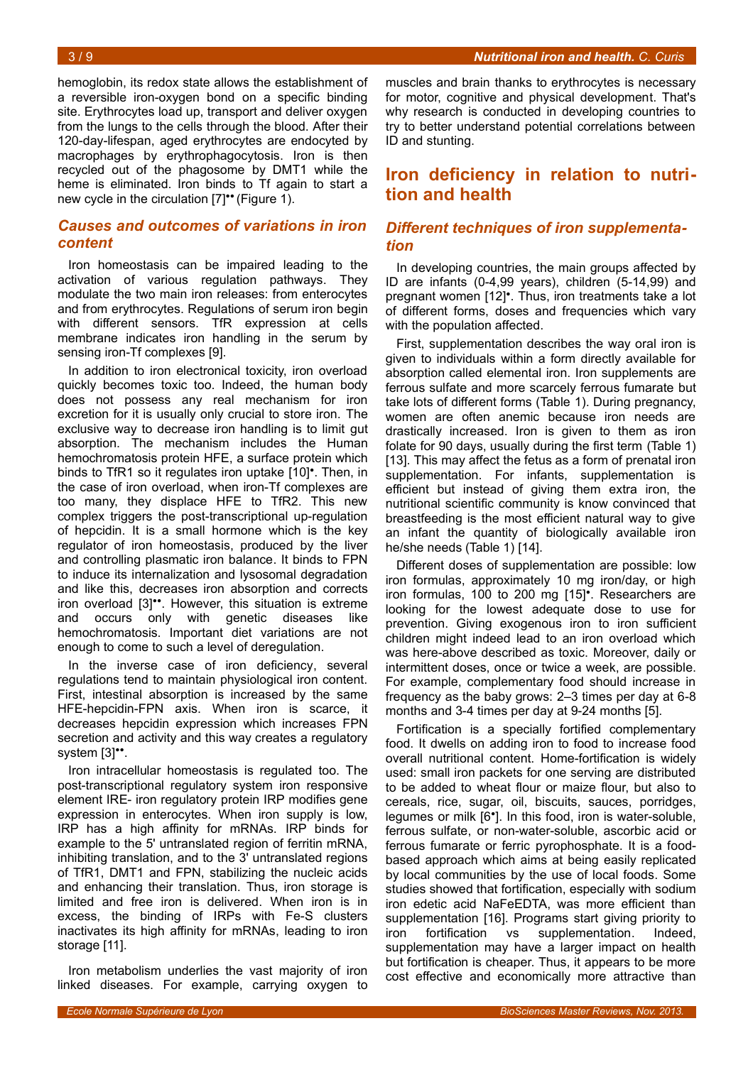hemoglobin, its redox state allows the establishment of a reversible iron-oxygen bond on a specific binding site. Erythrocytes load up, transport and deliver oxygen from the lungs to the cells through the blood. After their 120-day-lifespan, aged erythrocytes are endocyted by macrophages by erythrophagocytosis. Iron is then recycled out of the phagosome by DMT1 while the heme is eliminated. Iron binds to Tf again to start a new cycle in the circulation [7]•• (Figure 1).

### Causes and outcomes of variations in iron content

Iron homeostasis can be impaired leading to the activation of various regulation pathways. They modulate the two main iron releases: from enterocytes and from erythrocytes. Regulations of serum iron begin with different sensors. TfR expression at cells membrane indicates iron handling in the serum by sensing iron-Tf complexes [9].

In addition to iron electronical toxicity, iron overload quickly becomes toxic too. Indeed, the human body does not possess any real mechanism for iron excretion for it is usually only crucial to store iron. The exclusive way to decrease iron handling is to limit gut absorption. The mechanism includes the Human hemochromatosis protein HFE, a surface protein which binds to TfR1 so it regulates iron uptake [10]•. Then, in the case of iron overload, when iron-Tf complexes are too many, they displace HFE to TfR2. This new complex triggers the post-transcriptional up-regulation of hepcidin. It is a small hormone which is the key regulator of iron homeostasis, produced by the liver and controlling plasmatic iron balance. It binds to FPN to induce its internalization and lysosomal degradation and like this, decreases iron absorption and corrects iron overload [3]••. However, this situation is extreme and occurs only with genetic diseases like hemochromatosis. Important diet variations are not enough to come to such a level of deregulation.

In the inverse case of iron deficiency, several regulations tend to maintain physiological iron content. First, intestinal absorption is increased by the same HFE-hepcidin-FPN axis. When iron is scarce, it decreases hepcidin expression which increases FPN secretion and activity and this way creates a regulatory system [3]••.

Iron intracellular homeostasis is regulated too. The post-transcriptional regulatory system iron responsive element IRE- iron regulatory protein IRP modifies gene expression in enterocytes. When iron supply is low, IRP has a high affinity for mRNAs. IRP binds for example to the 5' untranslated region of ferritin mRNA, inhibiting translation, and to the 3' untranslated regions of TfR1, DMT1 and FPN, stabilizing the nucleic acids and enhancing their translation. Thus, iron storage is limited and free iron is delivered. When iron is in excess, the binding of IRPs with Fe-S clusters inactivates its high affinity for mRNAs, leading to iron storage [11].

Iron metabolism underlies the vast majority of iron linked diseases. For example, carrying oxygen to muscles and brain thanks to erythrocytes is necessary for motor, cognitive and physical development. That's why research is conducted in developing countries to try to better understand potential correlations between ID and stunting.

## Iron deficiency in relation to nutrition and health

### Different techniques of iron supplementation

In developing countries, the main groups affected by ID are infants (0-4,99 years), children (5-14,99) and pregnant women [12]•. Thus, iron treatments take a lot of different forms, doses and frequencies which vary with the population affected.

First, supplementation describes the way oral iron is given to individuals within a form directly available for absorption called elemental iron. Iron supplements are ferrous sulfate and more scarcely ferrous fumarate but take lots of different forms (Table 1). During pregnancy, women are often anemic because iron needs are drastically increased. Iron is given to them as iron folate for 90 days, usually during the first term (Table 1) [13]. This may affect the fetus as a form of prenatal iron supplementation. For infants, supplementation is efficient but instead of giving them extra iron, the nutritional scientific community is know convinced that breastfeeding is the most efficient natural way to give an infant the quantity of biologically available iron he/she needs (Table 1) [14].

Different doses of supplementation are possible: low iron formulas, approximately 10 mg iron/day, or high iron formulas, 100 to 200 mg [15]•. Researchers are looking for the lowest adequate dose to use for prevention. Giving exogenous iron to iron sufficient children might indeed lead to an iron overload which was here-above described as toxic. Moreover, daily or intermittent doses, once or twice a week, are possible. For example, complementary food should increase in frequency as the baby grows: 2–3 times per day at 6-8 months and 3-4 times per day at 9-24 months [5].

Fortification is a specially fortified complementary food. It dwells on adding iron to food to increase food overall nutritional content. Home-fortification is widely used: small iron packets for one serving are distributed to be added to wheat flour or maize flour, but also to cereals, rice, sugar, oil, biscuits, sauces, porridges, legumes or milk [6•]. In this food, iron is water-soluble, ferrous sulfate, or non-water-soluble, ascorbic acid or ferrous fumarate or ferric pyrophosphate. It is a food-based approach which aims at being easily replicated by local communities by the use of local foods. Some studies showed that fortification, especially with sodium iron edetic acid NaFeEDTA, was more efficient than supplementation [16]. Programs start giving priority to iron fortification vs supplementation. Indeed, supplementation may have a larger impact on health but fortification is cheaper. Thus, it appears to be more cost effective and economically more attractive than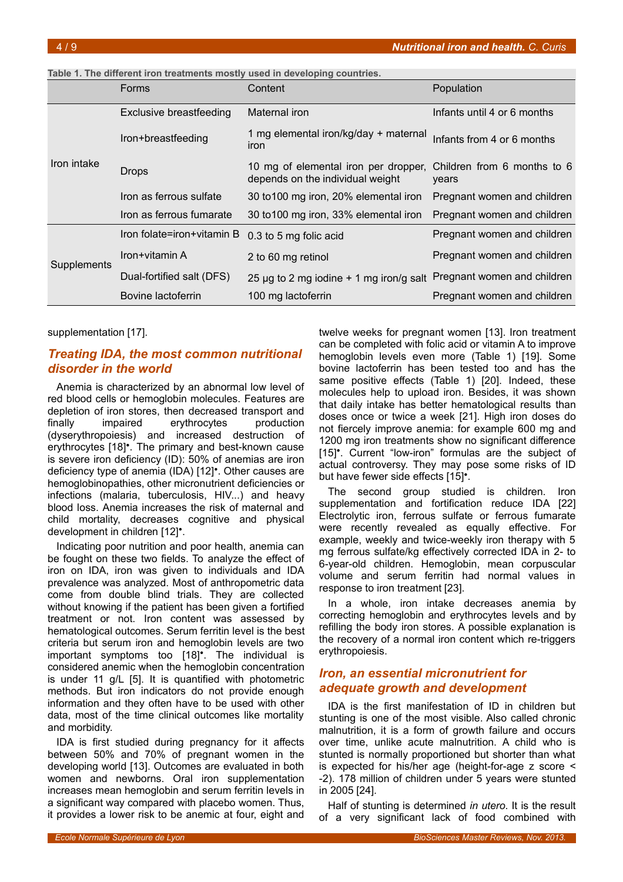**Table 1. The different iron treatments mostly used in developing countries.**

| | Forms | Content | Population |
|---|---|---|---|
| Iron intake | Exclusive breastfeeding | Maternal iron | Infants until 4 or 6 months |
| | Iron+breastfeeding | 1 mg elemental iron/kg/day + maternal iron | Infants from 4 or 6 months |
| | Drops | 10 mg of elemental iron per dropper, depends on the individual weight | Children from 6 months to 6 years |
| | Iron as ferrous sulfate | 30 to100 mg iron, 20% elemental iron | Pregnant women and children |
| | Iron as ferrous fumarate | 30 to100 mg iron, 33% elemental iron | Pregnant women and children |
| Supplements | Iron folate=iron+vitamin B | 0.3 to 5 mg folic acid | Pregnant women and children |
| | Iron+vitamin A | 2 to 60 mg retinol | Pregnant women and children |
| | Dual-fortified salt (DFS) | 25 µg to 2 mg iodine + 1 mg iron/g salt | Pregnant women and children |
| | Bovine lactoferrin | 100 mg lactoferrin | Pregnant women and children |

supplementation [17].

## Treating IDA, the most common nutritional disorder in the world

Anemia is characterized by an abnormal low level of red blood cells or hemoglobin molecules. Features are depletion of iron stores, then decreased transport and finally impaired erythrocytes production (dyserythropoiesis) and increased destruction of erythrocytes [18]•. The primary and best-known cause is severe iron deficiency (ID): 50% of anemias are iron deficiency type of anemia (IDA) [12]•. Other causes are hemoglobinopathies, other micronutrient deficiencies or infections (malaria, tuberculosis, HIV...) and heavy blood loss. Anemia increases the risk of maternal and child mortality, decreases cognitive and physical development in children [12]•.

Indicating poor nutrition and poor health, anemia can be fought on these two fields. To analyze the effect of iron on IDA, iron was given to individuals and IDA prevalence was analyzed. Most of anthropometric data come from double blind trials. They are collected without knowing if the patient has been given a fortified treatment or not. Iron content was assessed by hematological outcomes. Serum ferritin level is the best criteria but serum iron and hemoglobin levels are two important symptoms too [18]•. The individual is considered anemic when the hemoglobin concentration is under 11 g/L [5]. It is quantified with photometric methods. But iron indicators do not provide enough information and they often have to be used with other data, most of the time clinical outcomes like mortality and morbidity.

IDA is first studied during pregnancy for it affects between 50% and 70% of pregnant women in the developing world [13]. Outcomes are evaluated in both women and newborns. Oral iron supplementation increases mean hemoglobin and serum ferritin levels in a significant way compared with placebo women. Thus, it provides a lower risk to be anemic at four, eight and twelve weeks for pregnant women [13]. Iron treatment can be completed with folic acid or vitamin A to improve hemoglobin levels even more (Table 1) [19]. Some bovine lactoferrin has been tested too and has the same positive effects (Table 1) [20]. Indeed, these molecules help to upload iron. Besides, it was shown that daily intake has better hematological results than doses once or twice a week [21]. High iron doses do not fiercely improve anemia: for example 600 mg and 1200 mg iron treatments show no significant difference [15]•. Current “low-iron” formulas are the subject of actual controversy. They may pose some risks of ID but have fewer side effects [15]•.

The second group studied is children. Iron supplementation and fortification reduce IDA [22] Electrolytic iron, ferrous sulfate or ferrous fumarate were recently revealed as equally effective. For example, weekly and twice-weekly iron therapy with 5 mg ferrous sulfate/kg effectively corrected IDA in 2- to 6-year-old children. Hemoglobin, mean corpuscular volume and serum ferritin had normal values in response to iron treatment [23].

In a whole, iron intake decreases anemia by correcting hemoglobin and erythrocytes levels and by refilling the body iron stores. A possible explanation is the recovery of a normal iron content which re-triggers erythropoiesis.

## Iron, an essential micronutrient for adequate growth and development

IDA is the first manifestation of ID in children but stunting is one of the most visible. Also called chronic malnutrition, it is a form of growth failure and occurs over time, unlike acute malnutrition. A child who is stunted is normally proportioned but shorter than what is expected for his/her age (height-for-age z score < -2). 178 million of children under 5 years were stunted in 2005 [24].

Half of stunting is determined *in utero*. It is the result of a very significant lack of food combined with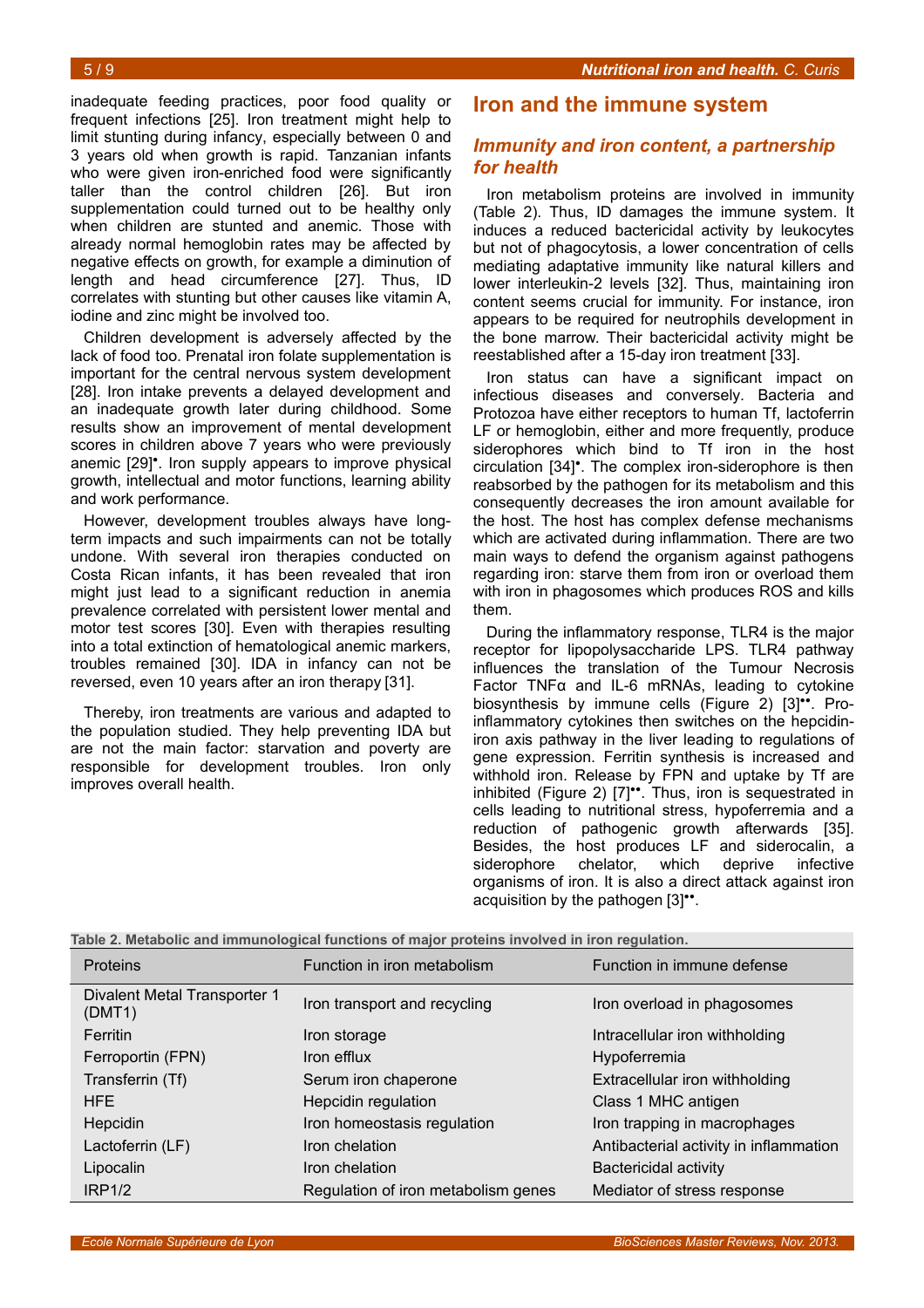inadequate feeding practices, poor food quality or frequent infections [25]. Iron treatment might help to limit stunting during infancy, especially between 0 and 3 years old when growth is rapid. Tanzanian infants who were given iron-enriched food were significantly taller than the control children [26]. But iron supplementation could turned out to be healthy only when children are stunted and anemic. Those with already normal hemoglobin rates may be affected by negative effects on growth, for example a diminution of length and head circumference [27]. Thus, ID correlates with stunting but other causes like vitamin A, iodine and zinc might be involved too.

Children development is adversely affected by the lack of food too. Prenatal iron folate supplementation is important for the central nervous system development [28]. Iron intake prevents a delayed development and an inadequate growth later during childhood. Some results show an improvement of mental development scores in children above 7 years who were previously anemic [29]•. Iron supply appears to improve physical growth, intellectual and motor functions, learning ability and work performance.

However, development troubles always have long-term impacts and such impairments can not be totally undone. With several iron therapies conducted on Costa Rican infants, it has been revealed that iron might just lead to a significant reduction in anemia prevalence correlated with persistent lower mental and motor test scores [30]. Even with therapies resulting into a total extinction of hematological anemic markers, troubles remained [30]. IDA in infancy can not be reversed, even 10 years after an iron therapy [31].

Thereby, iron treatments are various and adapted to the population studied. They help preventing IDA but are not the main factor: starvation and poverty are responsible for development troubles. Iron only improves overall health.

## Iron and the immune system

### Immunity and iron content, a partnership for health

Iron metabolism proteins are involved in immunity (Table 2). Thus, ID damages the immune system. It induces a reduced bactericidal activity by leukocytes but not of phagocytosis, a lower concentration of cells mediating adaptative immunity like natural killers and lower interleukin-2 levels [32]. Thus, maintaining iron content seems crucial for immunity. For instance, iron appears to be required for neutrophils development in the bone marrow. Their bactericidal activity might be reestablished after a 15-day iron treatment [33].

Iron status can have a significant impact on infectious diseases and conversely. Bacteria and Protozoa have either receptors to human Tf, lactoferrin LF or hemoglobin, either and more frequently, produce siderophores which bind to Tf iron in the host circulation [34]•. The complex iron-siderophore is then reabsorbed by the pathogen for its metabolism and this consequently decreases the iron amount available for the host. The host has complex defense mechanisms which are activated during inflammation. There are two main ways to defend the organism against pathogens regarding iron: starve them from iron or overload them with iron in phagosomes which produces ROS and kills them.

During the inflammatory response, TLR4 is the major receptor for lipopolysaccharide LPS. TLR4 pathway influences the translation of the Tumour Necrosis Factor TNFα and IL-6 mRNAs, leading to cytokine biosynthesis by immune cells (Figure 2) [3]••. Pro-inflammatory cytokines then switches on the hepcidin-iron axis pathway in the liver leading to regulations of gene expression. Ferritin synthesis is increased and withhold iron. Release by FPN and uptake by Tf are inhibited (Figure 2) [7]••. Thus, iron is sequestrated in cells leading to nutritional stress, hypoferremia and a reduction of pathogenic growth afterwards [35]. Besides, the host produces LF and siderocalin, a siderophore chelator, which deprive infective organisms of iron. It is also a direct attack against iron acquisition by the pathogen [3]••.

**Table 2. Metabolic and immunological functions of major proteins involved in iron regulation.**

| Proteins | Function in iron metabolism | Function in immune defense |
|---|---|---|
| Divalent Metal Transporter 1 (DMT1) | Iron transport and recycling | Iron overload in phagosomes |
| Ferritin | Iron storage | Intracellular iron withholding |
| Ferroportin (FPN) | Iron efflux | Hypoferremia |
| Transferrin (Tf) | Serum iron chaperone | Extracellular iron withholding |
| HFE | Hepcidin regulation | Class 1 MHC antigen |
| Hepcidin | Iron homeostasis regulation | Iron trapping in macrophages |
| Lactoferrin (LF) | Iron chelation | Antibacterial activity in inflammation |
| Lipocalin | Iron chelation | Bactericidal activity |
| IRP1/2 | Regulation of iron metabolism genes | Mediator of stress response |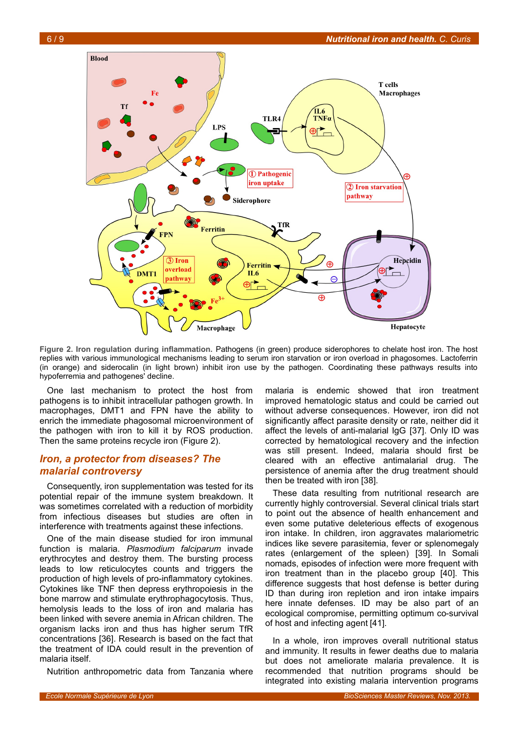Figure 2. **Iron regulation during inflammation.** Pathogens (in green) produce siderophores to chelate host iron. The host replies with various immunological mechanisms leading to serum iron starvation or iron overload in phagosomes. Lactoferrin (in orange) and siderocalin (in light brown) inhibit iron use by the pathogen. Coordinating these pathways results into hypoferremia and pathogenes' decline.

One last mechanism to protect the host from pathogens is to inhibit intracellular pathogen growth. In macrophages, DMT1 and FPN have the ability to enrich the immediate phagosomal microenvironment of the pathogen with iron to kill it by ROS production. Then the same proteins recycle iron (Figure 2).

## *Iron, a protector from diseases? The malarial controversy*

Consequently, iron supplementation was tested for its potential repair of the immune system breakdown. It was sometimes correlated with a reduction of morbidity from infectious diseases but studies are often in interference with treatments against these infections.

One of the main disease studied for iron immunal function is malaria. *Plasmodium falciparum* invade erythrocytes and destroy them. The bursting process leads to low reticulocytes counts and triggers the production of high levels of pro-inflammatory cytokines. Cytokines like TNF then depress erythropoiesis in the bone marrow and stimulate erythrophagocytosis. Thus, hemolysis leads to the loss of iron and malaria has been linked with severe anemia in African children. The organism lacks iron and thus has higher serum TfR concentrations [36]. Research is based on the fact that the treatment of IDA could result in the prevention of malaria itself.

Nutrition anthropometric data from Tanzania where malaria is endemic showed that iron treatment improved hematologic status and could be carried out without adverse consequences. However, iron did not significantly affect parasite density or rate, neither did it affect the levels of anti-malarial IgG [37]. Only ID was corrected by hematological recovery and the infection was still present. Indeed, malaria should first be cleared with an effective antimalarial drug. The persistence of anemia after the drug treatment should then be treated with iron [38].

These data resulting from nutritional research are currently highly controversial. Several clinical trials start to point out the absence of health enhancement and even some putative deleterious effects of exogenous iron intake. In children, iron aggravates malariometric indices like severe parasitemia, fever or splenomegaly rates (enlargement of the spleen) [39]. In Somali nomads, episodes of infection were more frequent with iron treatment than in the placebo group [40]. This difference suggests that host defense is better during ID than during iron repletion and iron intake impairs here innate defenses. ID may be also part of an ecological compromise, permitting optimum co-survival of host and infecting agent [41].

In a whole, iron improves overall nutritional status and immunity. It results in fewer deaths due to malaria but does not ameliorate malaria prevalence. It is recommended that nutrition programs should be integrated into existing malaria intervention programs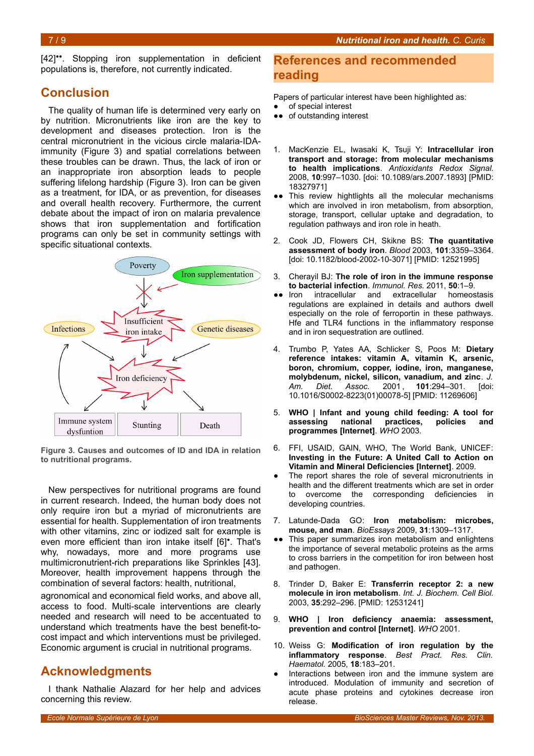[42]••. Stopping iron supplementation in deficient populations is, therefore, not currently indicated.

## Conclusion

The quality of human life is determined very early on by nutrition. Micronutrients like iron are the key to development and diseases protection. Iron is the central micronutrient in the vicious circle malaria-IDA-immunity (Figure 3) and spatial correlations between these troubles can be drawn. Thus, the lack of iron or an inappropriate iron absorption leads to people suffering lifelong hardship (Figure 3). Iron can be given as a treatment, for IDA, or as prevention, for diseases and overall health recovery. Furthermore, the current debate about the impact of iron on malaria prevalence shows that iron supplementation and fortification programs can only be set in community settings with specific situational contexts.

Poverty

Iron supplementation

Insufficient iron intake

Infections

Genetic diseases

Iron deficiency

Immune system dysfunction

Stunting

Death

**Figure 3. Causes and outcomes of ID and IDA in relation to nutritional programs.**

New perspectives for nutritional programs are found in current research. Indeed, the human body does not only require iron but a myriad of micronutrients are essential for health. Supplementation of iron treatments with other vitamins, zinc or iodized salt for example is even more efficient than iron intake itself [6]•. That's why, nowadays, more and more programs use multimicronutrient-rich preparations like Sprinkles [43]. Moreover, health improvement happens through the combination of several factors: health, nutritional, agronomical and economical field works, and above all, access to food. Multi-scale interventions are clearly needed and research will need to be accentuated to understand which treatments have the best benefit-to-cost impact and which interventions must be privileged. Economic argument is crucial in nutritional programs.

## Acknowledgments

I thank Nathalie Alazard for her help and advices concerning this review.

## References and recommended reading

Papers of particular interest have been highlighted as:

- • of special interest
- •• of outstanding interest

1. MacKenzie EL, Iwasaki K, Tsuji Y: **Intracellular iron transport and storage: from molecular mechanisms to health implications**. *Antioxidants Redox Signal.* 2008, **10**:997–1030. [doi: 10.1089/ars.2007.1893] [PMID: 18327971]

   •• This review hightlights all the molecular mechanisms which are involved in iron metabolism, from absorption, storage, transport, cellular uptake and degradation, to regulation pathways and iron role in heath.

2. Cook JD, Flowers CH, Skikne BS: **The quantitative assessment of body iron**. *Blood* 2003, **101**:3359–3364. [doi: 10.1182/blood-2002-10-3071] [PMID: 12521995]

3. Cherayil BJ: **The role of iron in the immune response to bacterial infection**. *Immunol. Res.* 2011, **50**:1–9.

   •• Iron intracellular and extracellular homeostasis regulations are explained in details and authors dwell especially on the role of ferroportin in these pathways. Hfe and TLR4 functions in the inflammatory response and in iron sequestration are outlined.

4. Trumbo P, Yates AA, Schlicker S, Poos M: **Dietary reference intakes: vitamin A, vitamin K, arsenic, boron, chromium, copper, iodine, iron, manganese, molybdenum, nickel, silicon, vanadium, and zinc**. *J. Am. Diet. Assoc.* 2001, **101**:294–301. [doi: 10.1016/S0002-8223(01)00078-5] [PMID: 11269606]

5. **WHO | Infant and young child feeding: A tool for assessing national practices, policies and programmes [Internet]**. *WHO* 2003.

6. FFI, USAID, GAIN, WHO, The World Bank, UNICEF: **Investing in the Future: A United Call to Action on Vitamin and Mineral Deficiencies [Internet]**. 2009.

   • The report shares the role of several micronutrients in health and the different treatments which are set in order to overcome the corresponding deficiencies in developing countries.

7. Latunde-Dada GO: **Iron metabolism: microbes, mouse, and man**. *BioEssays* 2009, **31**:1309–1317.

   •• This paper summarizes iron metabolism and enlightens the importance of several metabolic proteins as the arms to cross barriers in the competition for iron between host and pathogen.

8. Trinder D, Baker E: **Transferrin receptor 2: a new molecule in iron metabolism**. *Int. J. Biochem. Cell Biol.* 2003, **35**:292–296. [PMID: 12531241]

9. **WHO | Iron deficiency anaemia: assessment, prevention and control [Internet]**. *WHO* 2001.

10. Weiss G: **Modification of iron regulation by the inflammatory response**. *Best Pract. Res. Clin. Haematol.* 2005, **18**:183–201.

    • Interactions between iron and the immune system are introduced. Modulation of immunity and secretion of acute phase proteins and cytokines decrease iron release.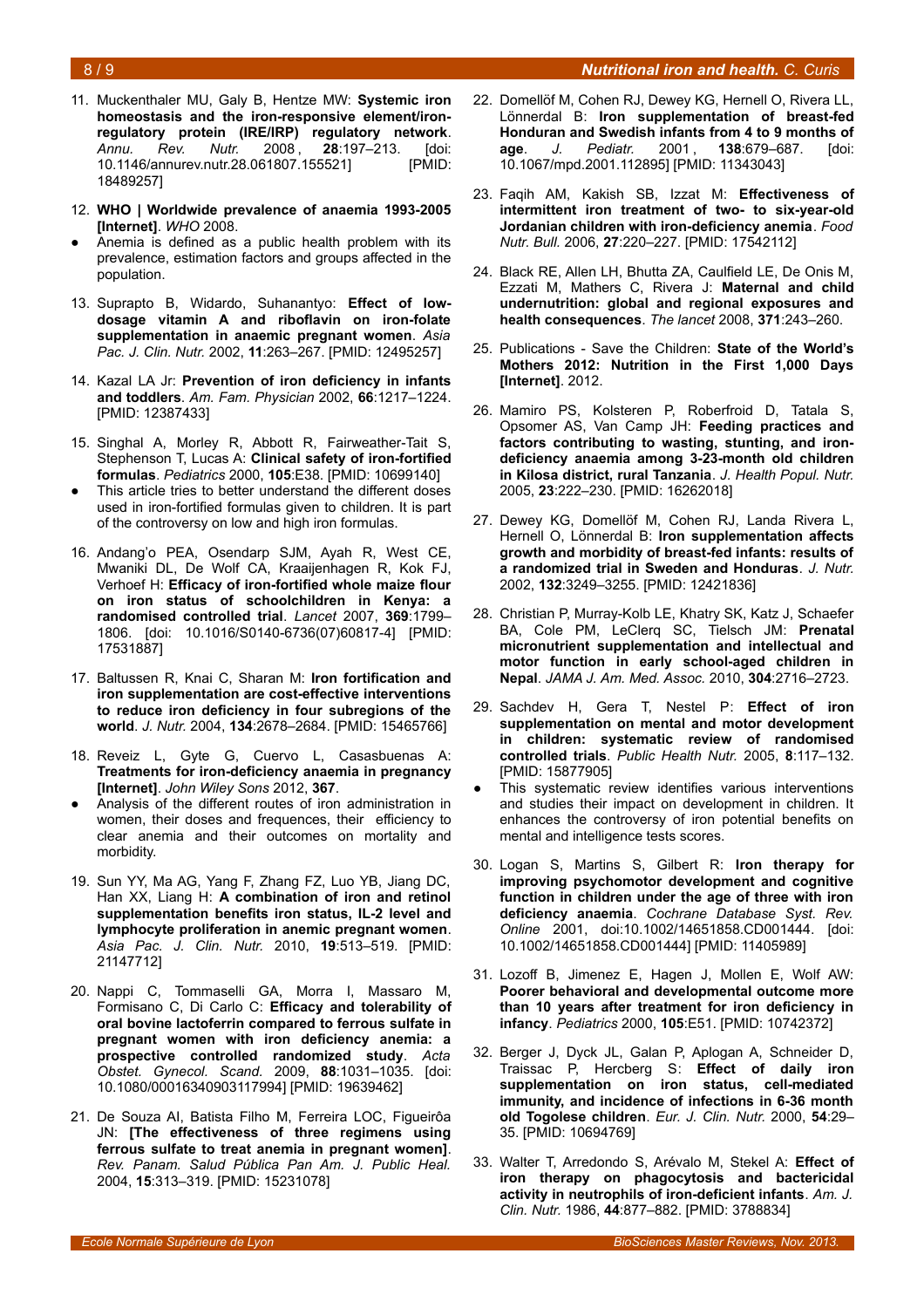11. Muckenthaler MU, Galy B, Hentze MW: **Systemic iron homeostasis and the iron-responsive element/iron-regulatory protein (IRE/IRP) regulatory network**. *Annu. Rev. Nutr.* 2008, **28**:197–213. [doi: 10.1146/annurev.nutr.28.061807.155521] [PMID: 18489257]

12. **WHO | Worldwide prevalence of anaemia 1993-2005 [Internet]**. *WHO* 2008.
    - Anemia is defined as a public health problem with its prevalence, estimation factors and groups affected in the population.

13. Suprapto B, Widardo, Suhanantyo: **Effect of low-dosage vitamin A and riboflavin on iron-folate supplementation in anaemic pregnant women**. *Asia Pac. J. Clin. Nutr.* 2002, **11**:263–267. [PMID: 12495257]

14. Kazal LA Jr: **Prevention of iron deficiency in infants and toddlers**. *Am. Fam. Physician* 2002, **66**:1217–1224. [PMID: 12387433]

15. Singhal A, Morley R, Abbott R, Fairweather-Tait S, Stephenson T, Lucas A: **Clinical safety of iron-fortified formulas**. *Pediatrics* 2000, **105**:E38. [PMID: 10699140]
    - This article tries to better understand the different doses used in iron-fortified formulas given to children. It is part of the controversy on low and high iron formulas.

16. Andang'o PEA, Osendarp SJM, Ayah R, West CE, Mwaniki DL, De Wolf CA, Kraaijenhagen R, Kok FJ, Verhoef H: **Efficacy of iron-fortified whole maize flour on iron status of schoolchildren in Kenya: a randomised controlled trial**. *Lancet* 2007, **369**:1799–1806. [doi: 10.1016/S0140-6736(07)60817-4] [PMID: 17531887]

17. Baltussen R, Knai C, Sharan M: **Iron fortification and iron supplementation are cost-effective interventions to reduce iron deficiency in four subregions of the world**. *J. Nutr.* 2004, **134**:2678–2684. [PMID: 15465766]

18. Reveiz L, Gyte G, Cuervo L, Casasbuenas A: **Treatments for iron-deficiency anaemia in pregnancy [Internet]**. *John Wiley Sons* 2012, **367**.
    - Analysis of the different routes of iron administration in women, their doses and frequences, their efficiency to clear anemia and their outcomes on mortality and morbidity.

19. Sun YY, Ma AG, Yang F, Zhang FZ, Luo YB, Jiang DC, Han XX, Liang H: **A combination of iron and retinol supplementation benefits iron status, IL-2 level and lymphocyte proliferation in anemic pregnant women**. *Asia Pac. J. Clin. Nutr.* 2010, **19**:513–519. [PMID: 21147712]

20. Nappi C, Tommaselli GA, Morra I, Massaro M, Formisano C, Di Carlo C: **Efficacy and tolerability of oral bovine lactoferrin compared to ferrous sulfate in pregnant women with iron deficiency anemia: a prospective controlled randomized study**. *Acta Obstet. Gynecol. Scand.* 2009, **88**:1031–1035. [doi: 10.1080/00016340903117994] [PMID: 19639462]

21. De Souza AI, Batista Filho M, Ferreira LOC, Figueirôa JN: **[The effectiveness of three regimens using ferrous sulfate to treat anemia in pregnant women]**. *Rev. Panam. Salud Pública Pan Am. J. Public Heal.* 2004, **15**:313–319. [PMID: 15231078]

22. Domellöf M, Cohen RJ, Dewey KG, Hernell O, Rivera LL, Lönnerdal B: **Iron supplementation of breast-fed Honduran and Swedish infants from 4 to 9 months of age**. *J. Pediatr.* 2001, **138**:679–687. [doi: 10.1067/mpd.2001.112895] [PMID: 11343043]

23. Faqih AM, Kakish SB, Izzat M: **Effectiveness of intermittent iron treatment of two- to six-year-old Jordanian children with iron-deficiency anemia**. *Food Nutr. Bull.* 2006, **27**:220–227. [PMID: 17542112]

24. Black RE, Allen LH, Bhutta ZA, Caulfield LE, De Onis M, Ezzati M, Mathers C, Rivera J: **Maternal and child undernutrition: global and regional exposures and health consequences**. *The lancet* 2008, **371**:243–260.

25. Publications - Save the Children: **State of the World's Mothers 2012: Nutrition in the First 1,000 Days [Internet]**. 2012.

26. Mamiro PS, Kolsteren P, Roberfroid D, Tatala S, Opsomer AS, Van Camp JH: **Feeding practices and factors contributing to wasting, stunting, and iron-deficiency anaemia among 3-23-month old children in Kilosa district, rural Tanzania**. *J. Health Popul. Nutr.* 2005, **23**:222–230. [PMID: 16262018]

27. Dewey KG, Domellöf M, Cohen RJ, Landa Rivera L, Hernell O, Lönnerdal B: **Iron supplementation affects growth and morbidity of breast-fed infants: results of a randomized trial in Sweden and Honduras**. *J. Nutr.* 2002, **132**:3249–3255. [PMID: 12421836]

28. Christian P, Murray-Kolb LE, Khatry SK, Katz J, Schaefer BA, Cole PM, LeClerq SC, Tielsch JM: **Prenatal micronutrient supplementation and intellectual and motor function in early school-aged children in Nepal**. *JAMA J. Am. Med. Assoc.* 2010, **304**:2716–2723.

29. Sachdev H, Gera T, Nestel P: **Effect of iron supplementation on mental and motor development in children: systematic review of randomised controlled trials**. *Public Health Nutr.* 2005, **8**:117–132. [PMID: 15877905]
    - This systematic review identifies various interventions and studies their impact on development in children. It enhances the controversy of iron potential benefits on mental and intelligence tests scores.

30. Logan S, Martins S, Gilbert R: **Iron therapy for improving psychomotor development and cognitive function in children under the age of three with iron deficiency anaemia**. *Cochrane Database Syst. Rev. Online* 2001, doi:10.1002/14651858.CD001444. [doi: 10.1002/14651858.CD001444] [PMID: 11405989]

31. Lozoff B, Jimenez E, Hagen J, Mollen E, Wolf AW: **Poorer behavioral and developmental outcome more than 10 years after treatment for iron deficiency in infancy**. *Pediatrics* 2000, **105**:E51. [PMID: 10742372]

32. Berger J, Dyck JL, Galan P, Aplogan A, Schneider D, Traissac P, Hercberg S: **Effect of daily iron supplementation on iron status, cell-mediated immunity, and incidence of infections in 6-36 month old Togolese children**. *Eur. J. Clin. Nutr.* 2000, **54**:29–35. [PMID: 10694769]

33. Walter T, Arredondo S, Arévalo M, Stekel A: **Effect of iron therapy on phagocytosis and bactericidal activity in neutrophils of iron-deficient infants**. *Am. J. Clin. Nutr.* 1986, **44**:877–882. [PMID: 3788834]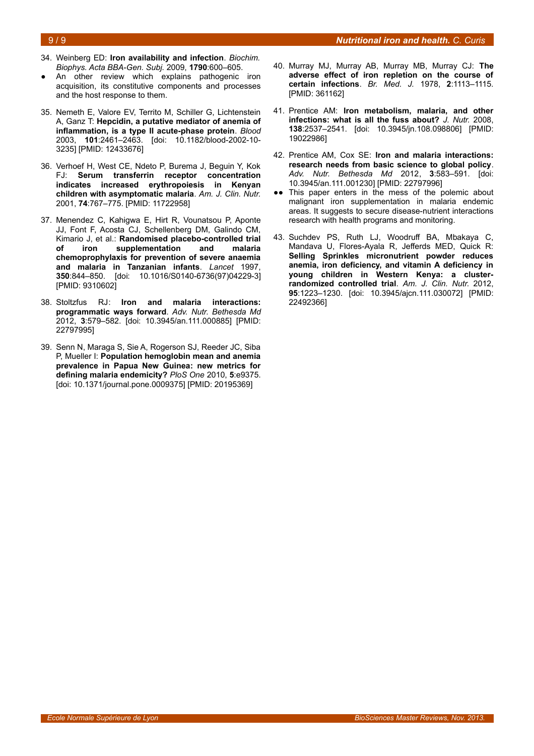34. Weinberg ED: **Iron availability and infection**. *Biochim. Biophys. Acta BBA-Gen. Subj.* 2009, **1790**:600–605.
- ● An other review which explains pathogenic iron acquisition, its constitutive components and processes and the host response to them.

35. Nemeth E, Valore EV, Territo M, Schiller G, Lichtenstein A, Ganz T: **Hepcidin, a putative mediator of anemia of inflammation, is a type II acute-phase protein**. *Blood* 2003, **101**:2461–2463. [doi: 10.1182/blood-2002-10-3235] [PMID: 12433676]

36. Verhoef H, West CE, Ndeto P, Burema J, Beguin Y, Kok FJ: **Serum transferrin receptor concentration indicates increased erythropoiesis in Kenyan children with asymptomatic malaria**. *Am. J. Clin. Nutr.* 2001, **74**:767–775. [PMID: 11722958]

37. Menendez C, Kahigwa E, Hirt R, Vounatsou P, Aponte JJ, Font F, Acosta CJ, Schellenberg DM, Galindo CM, Kimario J, et al.: **Randomised placebo-controlled trial of iron supplementation and malaria chemoprophylaxis for prevention of severe anaemia and malaria in Tanzanian infants**. *Lancet* 1997, **350**:844–850. [doi: 10.1016/S0140-6736(97)04229-3] [PMID: 9310602]

38. Stoltzfus RJ: **Iron and malaria interactions: programmatic ways forward**. *Adv. Nutr. Bethesda Md* 2012, **3**:579–582. [doi: 10.3945/an.111.000885] [PMID: 22797995]

39. Senn N, Maraga S, Sie A, Rogerson SJ, Reeder JC, Siba P, Mueller I: **Population hemoglobin mean and anemia prevalence in Papua New Guinea: new metrics for defining malaria endemicity?** *PloS One* 2010, **5**:e9375. [doi: 10.1371/journal.pone.0009375] [PMID: 20195369]

40. Murray MJ, Murray AB, Murray MB, Murray CJ: **The adverse effect of iron repletion on the course of certain infections**. *Br. Med. J.* 1978, **2**:1113–1115. [PMID: 361162]

41. Prentice AM: **Iron metabolism, malaria, and other infections: what is all the fuss about?** *J. Nutr.* 2008, **138**:2537–2541. [doi: 10.3945/jn.108.098806] [PMID: 19022986]

42. Prentice AM, Cox SE: **Iron and malaria interactions: research needs from basic science to global policy**. *Adv. Nutr. Bethesda Md* 2012, **3**:583–591. [doi: 10.3945/an.111.001230] [PMID: 22797996]
- ●● This paper enters in the mess of the polemic about malignant iron supplementation in malaria endemic areas. It suggests to secure disease-nutrient interactions research with health programs and monitoring.

43. Suchdev PS, Ruth LJ, Woodruff BA, Mbakaya C, Mandava U, Flores-Ayala R, Jefferds MED, Quick R: **Selling Sprinkles micronutrient powder reduces anemia, iron deficiency, and vitamin A deficiency in young children in Western Kenya: a cluster-randomized controlled trial**. *Am. J. Clin. Nutr.* 2012, **95**:1223–1230. [doi: 10.3945/ajcn.111.030072] [PMID: 22492366]